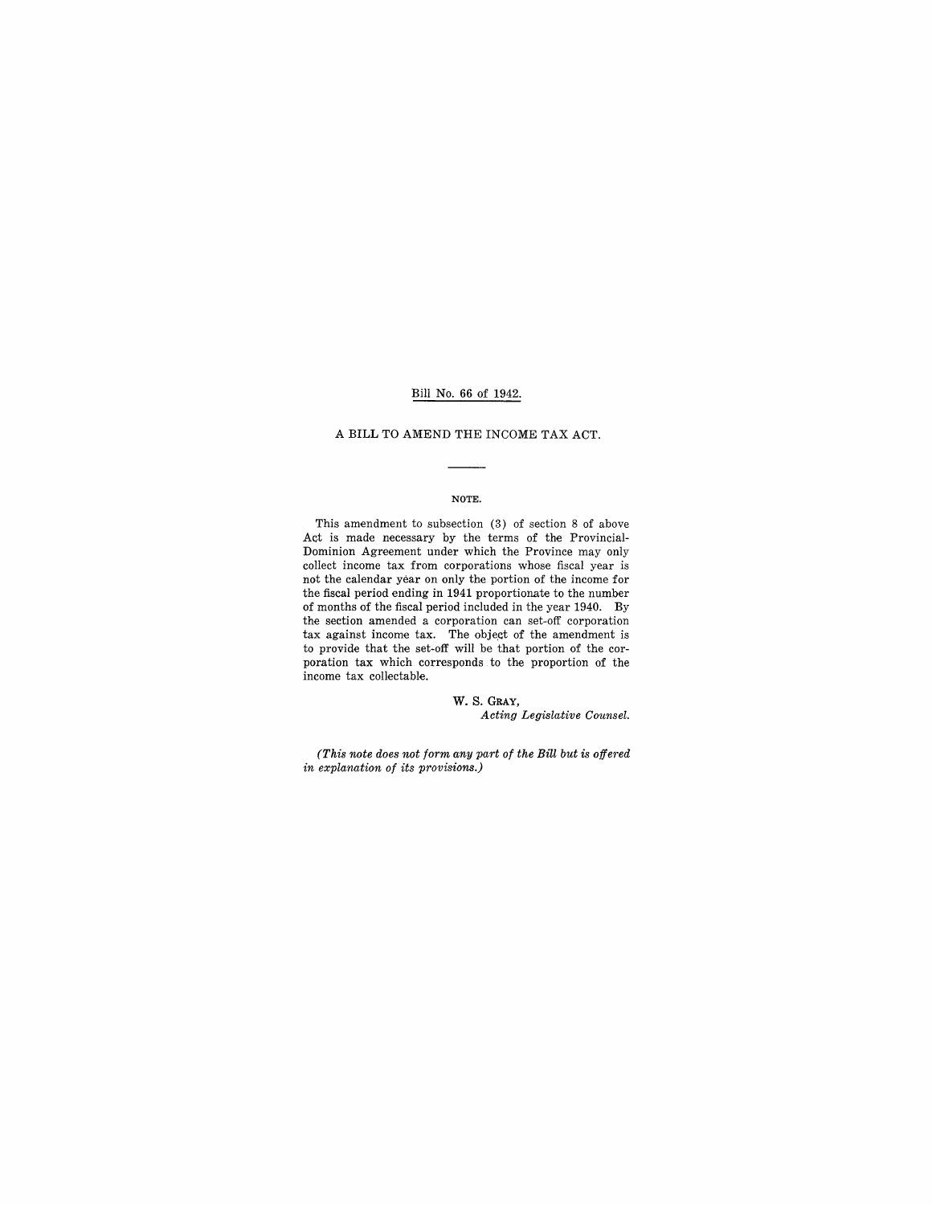Bill No. 66 of 1942.

A BILL TO AMEND THE INCOME TAX ACT.

---

NOTE.

This amendment to subsection (3) of section 8 of above Act is made necessary by the terms of the Provincial-Dominion Agreement under which the Province may only collect income tax from corporations whose fiscal year is not the calendar year on only the portion of the income for the fiscal period ending in 1941 proportionate to the number of months of the fiscal period included in the year 1940. By the section amended a corporation can set-off corporation tax against income tax. The object of the amendment is to provide that the set-off will be that portion of the corporation tax which corresponds to the proportion of the income tax collectable.

W. S. GRAY,
*Acting Legislative Counsel.*

*(This note does not form any part of the Bill but is offered in explanation of its provisions.)*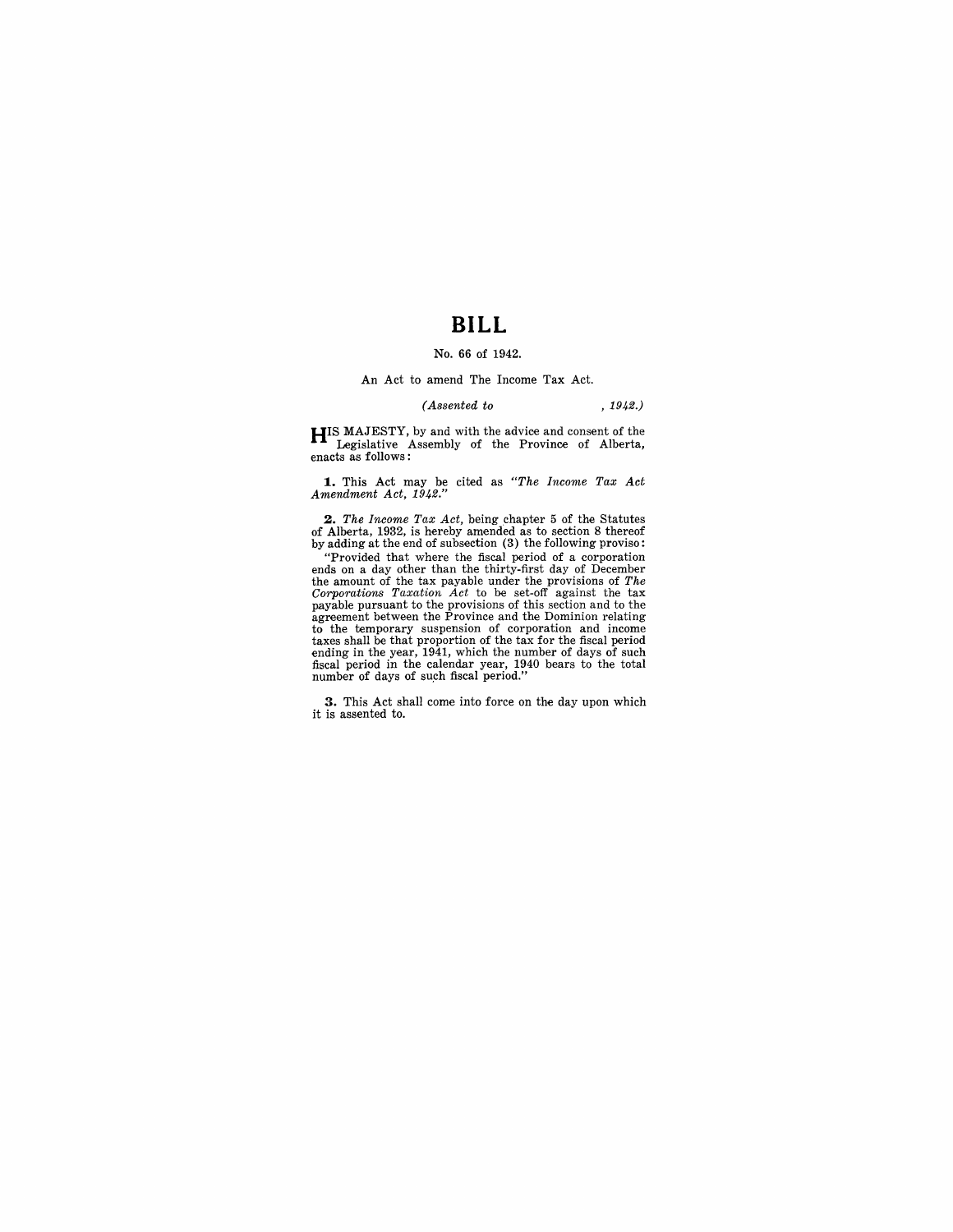# BILL

No. 66 of 1942.

An Act to amend The Income Tax Act.

*(Assented to , 1942.)*

HIS MAJESTY, by and with the advice and consent of the Legislative Assembly of the Province of Alberta, enacts as follows:

**1.** This Act may be cited as *"The Income Tax Act Amendment Act, 1942."*

**2.** *The Income Tax Act*, being chapter 5 of the Statutes of Alberta, 1932, is hereby amended as to section 8 thereof by adding at the end of subsection (3) the following proviso:

"Provided that where the fiscal period of a corporation ends on a day other than the thirty-first day of December the amount of the tax payable under the provisions of *The Corporations Taxation Act* to be set-off against the tax payable pursuant to the provisions of this section and to the agreement between the Province and the Dominion relating to the temporary suspension of corporation and income taxes shall be that proportion of the tax for the fiscal period ending in the year, 1941, which the number of days of such fiscal period in the calendar year, 1940 bears to the total number of days of such fiscal period."

**3.** This Act shall come into force on the day upon which it is assented to.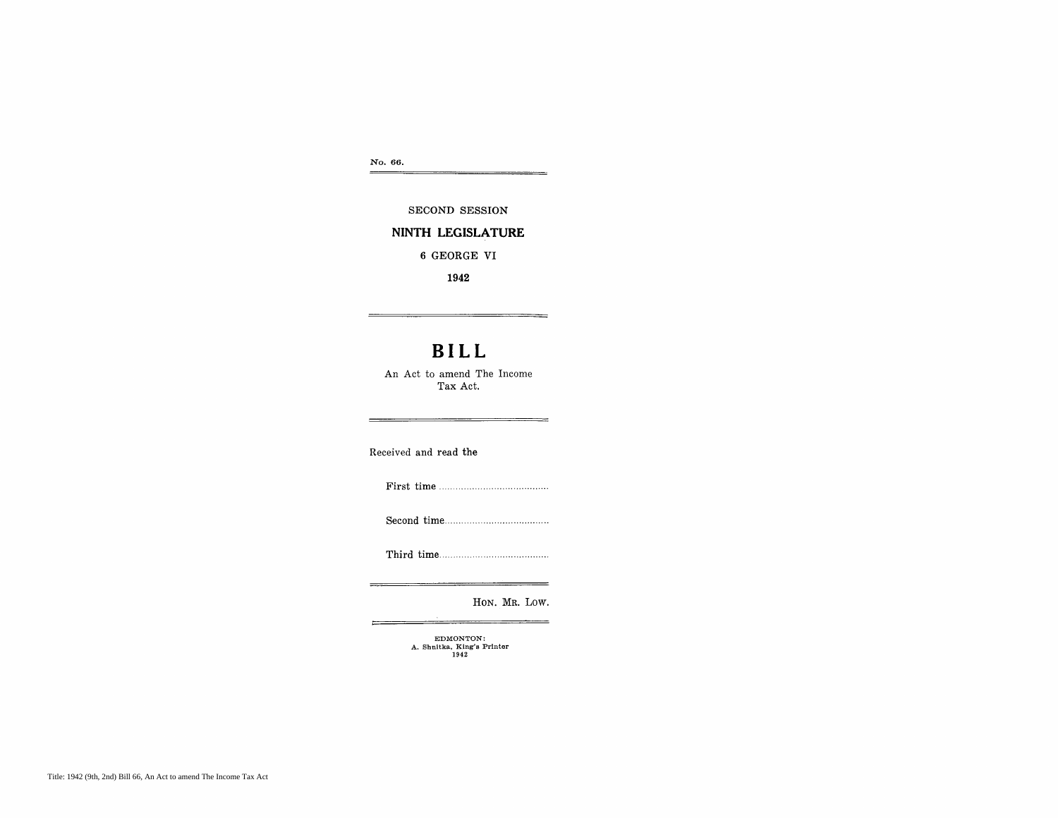No. 66.

SECOND SESSION

**NINTH LEGISLATURE**

6 GEORGE VI

**1942**

# BILL

An Act to amend The Income Tax Act.

Received and read the

First time ........................................

Second time ......................................

Third time ........................................

HON. MR. LOW.

EDMONTON:
A. Shnitka, King's Printer
1942